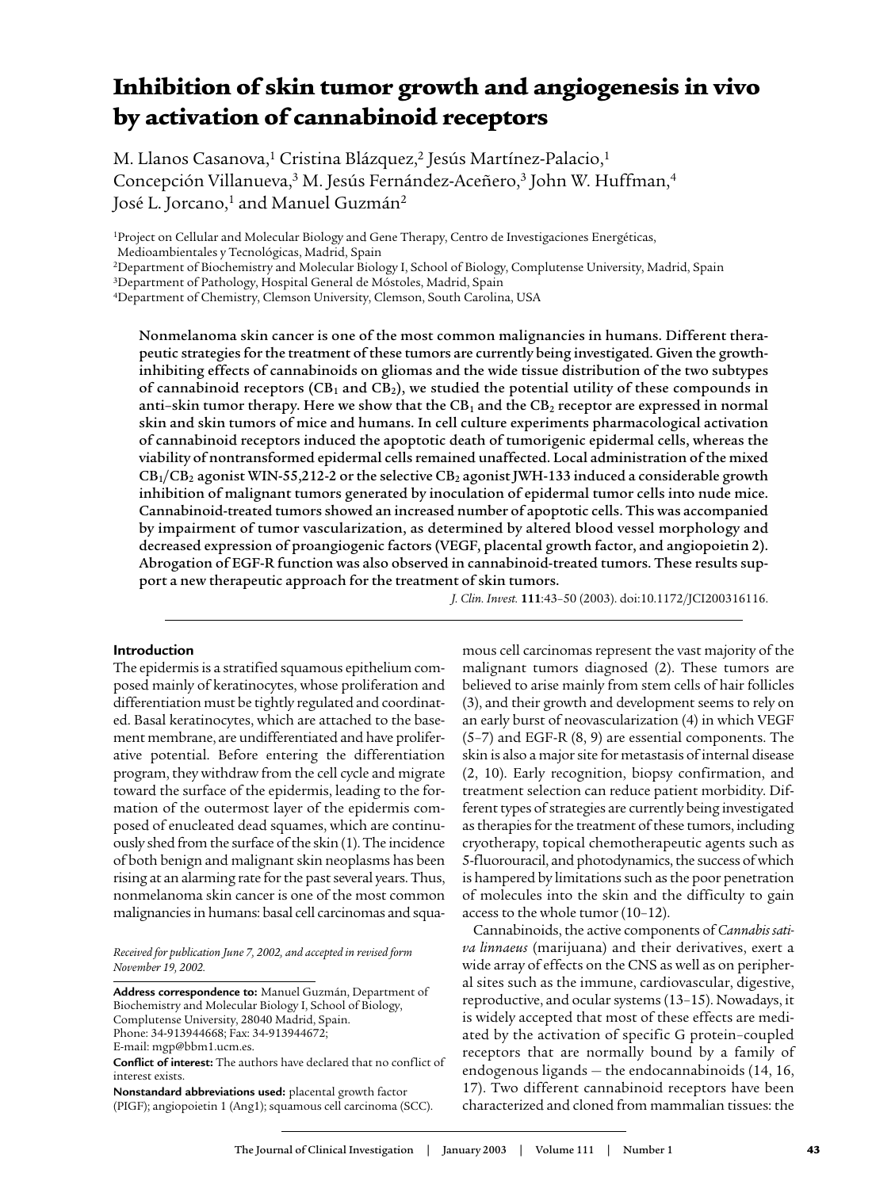# Inhibition of skin tumor growth and angiogenesis in vivo by activation of cannabinoid receptors

M. Llanos Casanova,[1] Cristina Blázquez,[2] Jesús Martínez-Palacio,[1] Concepción Villanueva,[3] M. Jesús Fernández-Aceñero,[3] John W. Huffman,[4] José L. Jorcano,[1] and Manuel Guzmán[2]

[1]Project on Cellular and Molecular Biology and Gene Therapy, Centro de Investigaciones Energéticas, Medioambientales y Tecnológicas, Madrid, Spain
[2]Department of Biochemistry and Molecular Biology I, School of Biology, Complutense University, Madrid, Spain
[3]Department of Pathology, Hospital General de Móstoles, Madrid, Spain
[4]Department of Chemistry, Clemson University, Clemson, South Carolina, USA

**Nonmelanoma skin cancer is one of the most common malignancies in humans. Different therapeutic strategies for the treatment of these tumors are currently being investigated. Given the growth-inhibiting effects of cannabinoids on gliomas and the wide tissue distribution of the two subtypes of cannabinoid receptors ($CB_1$ and $CB_2$), we studied the potential utility of these compounds in anti–skin tumor therapy. Here we show that the $CB_1$ and the $CB_2$ receptor are expressed in normal skin and skin tumors of mice and humans. In cell culture experiments pharmacological activation of cannabinoid receptors induced the apoptotic death of tumorigenic epidermal cells, whereas the viability of nontransformed epidermal cells remained unaffected. Local administration of the mixed $CB_1$/$CB_2$ agonist WIN-55,212-2 or the selective $CB_2$ agonist JWH-133 induced a considerable growth inhibition of malignant tumors generated by inoculation of epidermal tumor cells into nude mice. Cannabinoid-treated tumors showed an increased number of apoptotic cells. This was accompanied by impairment of tumor vascularization, as determined by altered blood vessel morphology and decreased expression of proangiogenic factors (VEGF, placental growth factor, and angiopoietin 2). Abrogation of EGF-R function was also observed in cannabinoid-treated tumors. These results support a new therapeutic approach for the treatment of skin tumors.**

*J. Clin. Invest.* **111**:43–50 (2003). doi:10.1172/JCI200316116.

## Introduction

The epidermis is a stratified squamous epithelium composed mainly of keratinocytes, whose proliferation and differentiation must be tightly regulated and coordinated. Basal keratinocytes, which are attached to the basement membrane, are undifferentiated and have proliferative potential. Before entering the differentiation program, they withdraw from the cell cycle and migrate toward the surface of the epidermis, leading to the formation of the outermost layer of the epidermis composed of enucleated dead squames, which are continuously shed from the surface of the skin (1). The incidence of both benign and malignant skin neoplasms has been rising at an alarming rate for the past several years. Thus, nonmelanoma skin cancer is one of the most common malignancies in humans: basal cell carcinomas and squamous cell carcinomas represent the vast majority of the malignant tumors diagnosed (2). These tumors are believed to arise mainly from stem cells of hair follicles (3), and their growth and development seems to rely on an early burst of neovascularization (4) in which VEGF (5–7) and EGF-R (8, 9) are essential components. The skin is also a major site for metastasis of internal disease (2, 10). Early recognition, biopsy confirmation, and treatment selection can reduce patient morbidity. Different types of strategies are currently being investigated as therapies for the treatment of these tumors, including cryotherapy, topical chemotherapeutic agents such as 5-fluorouracil, and photodynamics, the success of which is hampered by limitations such as the poor penetration of molecules into the skin and the difficulty to gain access to the whole tumor (10–12).

Cannabinoids, the active components of *Cannabis sativa linnaeus* (marijuana) and their derivatives, exert a wide array of effects on the CNS as well as on peripheral sites such as the immune, cardiovascular, digestive, reproductive, and ocular systems (13–15). Nowadays, it is widely accepted that most of these effects are mediated by the activation of specific G protein–coupled receptors that are normally bound by a family of endogenous ligands — the endocannabinoids (14, 16, 17). Two different cannabinoid receptors have been characterized and cloned from mammalian tissues: the

*Received for publication June 7, 2002, and accepted in revised form November 19, 2002.*

**Address correspondence to:** Manuel Guzmán, Department of Biochemistry and Molecular Biology I, School of Biology, Complutense University, 28040 Madrid, Spain. Phone: 34-913944668; Fax: 34-913944672; E-mail: mgp@bbm1.ucm.es.

**Conflict of interest:** The authors have declared that no conflict of interest exists.

**Nonstandard abbreviations used:** placental growth factor (PlGF); angiopoietin 1 (Ang1); squamous cell carcinoma (SCC).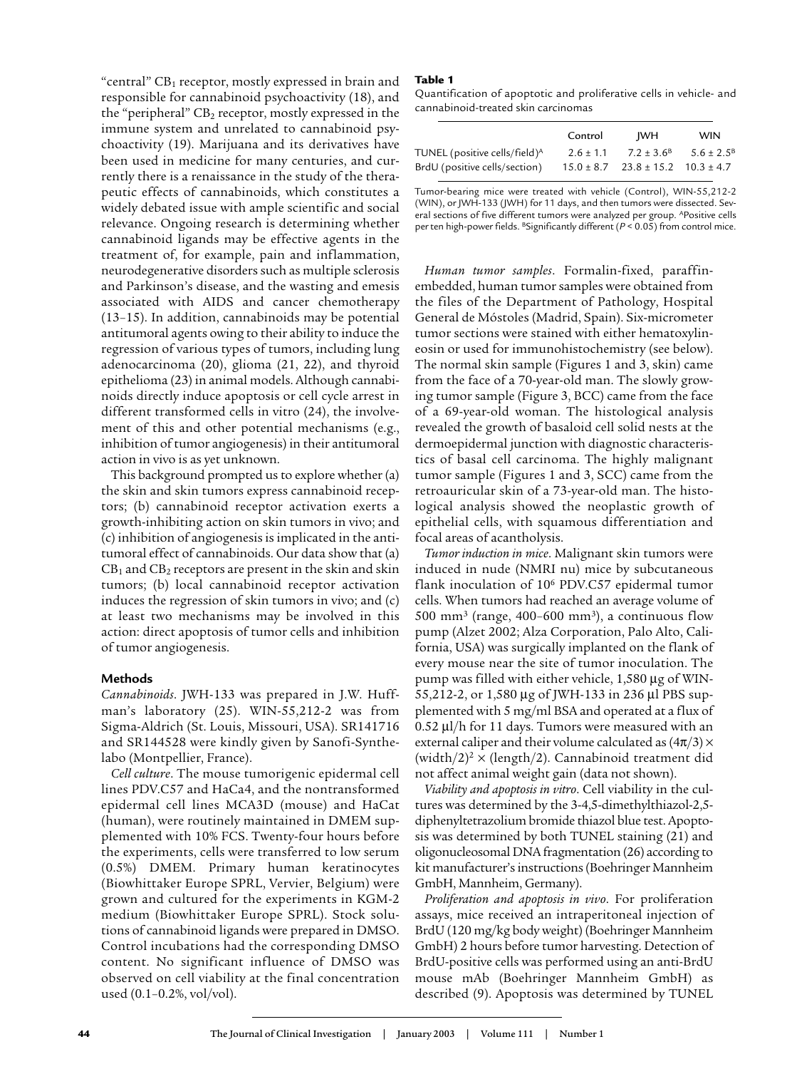"central" $CB_1$ receptor, mostly expressed in brain and responsible for cannabinoid psychoactivity (18), and the "peripheral" $CB_2$ receptor, mostly expressed in the immune system and unrelated to cannabinoid psychoactivity (19). Marijuana and its derivatives have been used in medicine for many centuries, and currently there is a renaissance in the study of the therapeutic effects of cannabinoids, which constitutes a widely debated issue with ample scientific and social relevance. Ongoing research is determining whether cannabinoid ligands may be effective agents in the treatment of, for example, pain and inflammation, neurodegenerative disorders such as multiple sclerosis and Parkinson's disease, and the wasting and emesis associated with AIDS and cancer chemotherapy (13–15). In addition, cannabinoids may be potential antitumoral agents owing to their ability to induce the regression of various types of tumors, including lung adenocarcinoma (20), glioma (21, 22), and thyroid epithelioma (23) in animal models. Although cannabinoids directly induce apoptosis or cell cycle arrest in different transformed cells in vitro (24), the involvement of this and other potential mechanisms (e.g., inhibition of tumor angiogenesis) in their antitumoral action in vivo is as yet unknown.

This background prompted us to explore whether (a) the skin and skin tumors express cannabinoid receptors; (b) cannabinoid receptor activation exerts a growth-inhibiting action on skin tumors in vivo; and (c) inhibition of angiogenesis is implicated in the antitumoral effect of cannabinoids. Our data show that (a) $CB_1$ and $CB_2$ receptors are present in the skin and skin tumors; (b) local cannabinoid receptor activation induces the regression of skin tumors in vivo; and (c) at least two mechanisms may be involved in this action: direct apoptosis of tumor cells and inhibition of tumor angiogenesis.

## Methods

*Cannabinoids*. JWH-133 was prepared in J.W. Huffman's laboratory (25). WIN-55,212-2 was from Sigma-Aldrich (St. Louis, Missouri, USA). SR141716 and SR144528 were kindly given by Sanofi-Synthelabo (Montpellier, France).

*Cell culture*. The mouse tumorigenic epidermal cell lines PDV.C57 and HaCa4, and the nontransformed epidermal cell lines MCA3D (mouse) and HaCat (human), were routinely maintained in DMEM supplemented with 10% FCS. Twenty-four hours before the experiments, cells were transferred to low serum (0.5%) DMEM. Primary human keratinocytes (Biowhittaker Europe SPRL, Vervier, Belgium) were grown and cultured for the experiments in KGM-2 medium (Biowhittaker Europe SPRL). Stock solutions of cannabinoid ligands were prepared in DMSO. Control incubations had the corresponding DMSO content. No significant influence of DMSO was observed on cell viability at the final concentration used (0.1–0.2%, vol/vol).

**Table 1**

Quantification of apoptotic and proliferative cells in vehicle- and cannabinoid-treated skin carcinomas

| | Control | JWH | WIN |
|---|---|---|---|
| TUNEL (positive cells/field)[A] | 2.6 ± 1.1 | 7.2 ± 3.6[B] | 5.6 ± 2.5[B] |
| BrdU (positive cells/section) | 15.0 ± 8.7 | 23.8 ± 15.2 | 10.3 ± 4.7 |

Tumor-bearing mice were treated with vehicle (Control), WIN-55,212-2 (WIN), or JWH-133 (JWH) for 11 days, and then tumors were dissected. Several sections of five different tumors were analyzed per group. [A]Positive cells per ten high-power fields. [B]Significantly different ($P < 0.05$) from control mice.

*Human tumor samples*. Formalin-fixed, paraffin-embedded, human tumor samples were obtained from the files of the Department of Pathology, Hospital General de Móstoles (Madrid, Spain). Six-micrometer tumor sections were stained with either hematoxylin-eosin or used for immunohistochemistry (see below). The normal skin sample (Figures 1 and 3, skin) came from the face of a 70-year-old man. The slowly growing tumor sample (Figure 3, BCC) came from the face of a 69-year-old woman. The histological analysis revealed the growth of basaloid cell solid nests at the dermoepidermal junction with diagnostic characteristics of basal cell carcinoma. The highly malignant tumor sample (Figures 1 and 3, SCC) came from the retroauricular skin of a 73-year-old man. The histological analysis showed the neoplastic growth of epithelial cells, with squamous differentiation and focal areas of acantholysis.

*Tumor induction in mice*. Malignant skin tumors were induced in nude (NMRI nu) mice by subcutaneous flank inoculation of $10^6$ PDV.C57 epidermal tumor cells. When tumors had reached an average volume of 500 $mm^3$ (range, 400–600 $mm^3$), a continuous flow pump (Alzet 2002; Alza Corporation, Palo Alto, California, USA) was surgically implanted on the flank of every mouse near the site of tumor inoculation. The pump was filled with either vehicle, 1,580 μg of WIN-55,212-2, or 1,580 μg of JWH-133 in 236 μl PBS supplemented with 5 mg/ml BSA and operated at a flux of 0.52 μl/h for 11 days. Tumors were measured with an external caliper and their volume calculated as $(4\pi/3) \times (\text{width}/2)^2 \times (\text{length}/2)$. Cannabinoid treatment did not affect animal weight gain (data not shown).

*Viability and apoptosis in vitro*. Cell viability in the cultures was determined by the 3-4,5-dimethylthiazol-2,5-diphenyltetrazolium bromide thiazol blue test. Apoptosis was determined by both TUNEL staining (21) and oligonucleosomal DNA fragmentation (26) according to kit manufacturer's instructions (Boehringer Mannheim GmbH, Mannheim, Germany).

*Proliferation and apoptosis in vivo*. For proliferation assays, mice received an intraperitoneal injection of BrdU (120 mg/kg body weight) (Boehringer Mannheim GmbH) 2 hours before tumor harvesting. Detection of BrdU-positive cells was performed using an anti-BrdU mouse mAb (Boehringer Mannheim GmbH) as described (9). Apoptosis was determined by TUNEL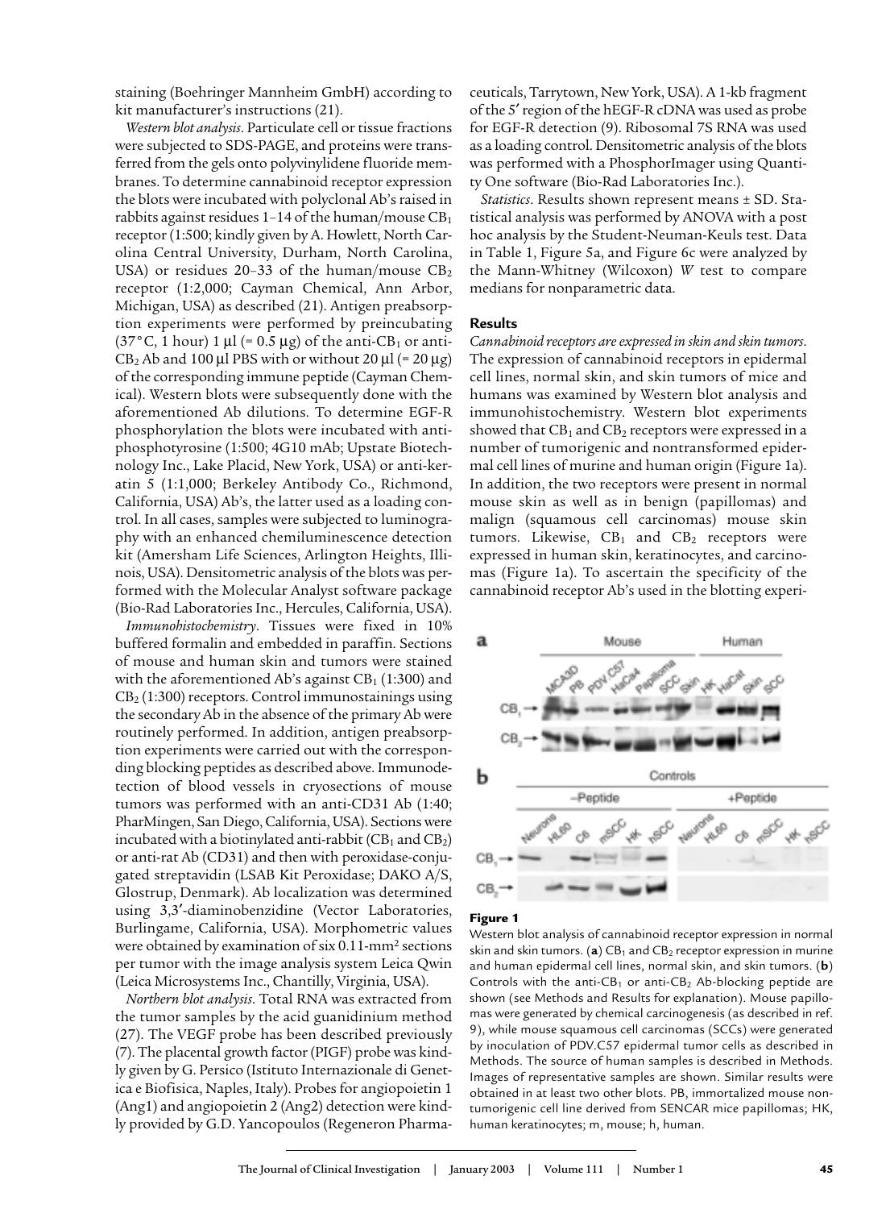staining (Boehringer Mannheim GmbH) according to kit manufacturer's instructions (21).

*Western blot analysis*. Particulate cell or tissue fractions were subjected to SDS-PAGE, and proteins were transferred from the gels onto polyvinylidene fluoride membranes. To determine cannabinoid receptor expression the blots were incubated with polyclonal Ab's raised in rabbits against residues 1–14 of the human/mouse $CB_1$ receptor (1:500; kindly given by A. Howlett, North Carolina Central University, Durham, North Carolina, USA) or residues 20–33 of the human/mouse $CB_2$ receptor (1:2,000; Cayman Chemical, Ann Arbor, Michigan, USA) as described (21). Antigen preabsorption experiments were performed by preincubating (37°C, 1 hour) 1 μl (= 0.5 μg) of the anti-$CB_1$ or anti-$CB_2$ Ab and 100 μl PBS with or without 20 μl (= 20 μg) of the corresponding immune peptide (Cayman Chemical). Western blots were subsequently done with the aforementioned Ab dilutions. To determine EGF-R phosphorylation the blots were incubated with anti-phosphotyrosine (1:500; 4G10 mAb; Upstate Biotechnology Inc., Lake Placid, New York, USA) or anti-keratin 5 (1:1,000; Berkeley Antibody Co., Richmond, California, USA) Ab's, the latter used as a loading control. In all cases, samples were subjected to luminography with an enhanced chemiluminescence detection kit (Amersham Life Sciences, Arlington Heights, Illinois, USA). Densitometric analysis of the blots was performed with the Molecular Analyst software package (Bio-Rad Laboratories Inc., Hercules, California, USA).

*Immunohistochemistry*. Tissues were fixed in 10% buffered formalin and embedded in paraffin. Sections of mouse and human skin and tumors were stained with the aforementioned Ab's against $CB_1$ (1:300) and $CB_2$ (1:300) receptors. Control immunostainings using the secondary Ab in the absence of the primary Ab were routinely performed. In addition, antigen preabsorption experiments were carried out with the corresponding blocking peptides as described above. Immunodetection of blood vessels in cryosections of mouse tumors was performed with an anti-CD31 Ab (1:40; PharMingen, San Diego, California, USA). Sections were incubated with a biotinylated anti-rabbit ($CB_1$ and $CB_2$) or anti-rat Ab (CD31) and then with peroxidase-conjugated streptavidin (LSAB Kit Peroxidase; DAKO A/S, Glostrup, Denmark). Ab localization was determined using 3,3′-diaminobenzidine (Vector Laboratories, Burlingame, California, USA). Morphometric values were obtained by examination of six 0.11-$mm^2$ sections per tumor with the image analysis system Leica Qwin (Leica Microsystems Inc., Chantilly, Virginia, USA).

*Northern blot analysis*. Total RNA was extracted from the tumor samples by the acid guanidinium method (27). The VEGF probe has been described previously (7). The placental growth factor (PIGF) probe was kindly given by G. Persico (Istituto Internazionale di Genetica e Biofisica, Naples, Italy). Probes for angiopoietin 1 (Ang1) and angiopoietin 2 (Ang2) detection were kindly provided by G.D. Yancopoulos (Regeneron Pharmaceuticals, Tarrytown, New York, USA). A 1-kb fragment of the 5′ region of the hEGF-R cDNA was used as probe for EGF-R detection (9). Ribosomal 7S RNA was used as a loading control. Densitometric analysis of the blots was performed with a PhosphorImager using Quantity One software (Bio-Rad Laboratories Inc.).

*Statistics*. Results shown represent means ± SD. Statistical analysis was performed by ANOVA with a post hoc analysis by the Student-Neuman-Keuls test. Data in Table 1, Figure 5a, and Figure 6c were analyzed by the Mann-Whitney (Wilcoxon) *W* test to compare medians for nonparametric data.

## Results

*Cannabinoid receptors are expressed in skin and skin tumors*. The expression of cannabinoid receptors in epidermal cell lines, normal skin, and skin tumors of mice and humans was examined by Western blot analysis and immunohistochemistry. Western blot experiments showed that $CB_1$ and $CB_2$ receptors were expressed in a number of tumorigenic and nontransformed epidermal cell lines of murine and human origin (Figure 1a). In addition, the two receptors were present in normal mouse skin as well as in benign (papillomas) and malign (squamous cell carcinomas) mouse skin tumors. Likewise, $CB_1$ and $CB_2$ receptors were expressed in human skin, keratinocytes, and carcinomas (Figure 1a). To ascertain the specificity of the cannabinoid receptor Ab's used in the blotting experi-

**Figure 1**

Western blot analysis of cannabinoid receptor expression in normal skin and skin tumors. (**a**) $CB_1$ and $CB_2$ receptor expression in murine and human epidermal cell lines, normal skin, and skin tumors. (**b**) Controls with the anti-$CB_1$ or anti-$CB_2$ Ab-blocking peptide are shown (see Methods and Results for explanation). Mouse papillomas were generated by chemical carcinogenesis (as described in ref. 9), while mouse squamous cell carcinomas (SCCs) were generated by inoculation of PDV.C57 epidermal tumor cells as described in Methods. The source of human samples is described in Methods. Images of representative samples are shown. Similar results were obtained in at least two other blots. PB, immortalized mouse nontumorigenic cell line derived from SENCAR mice papillomas; HK, human keratinocytes; m, mouse; h, human.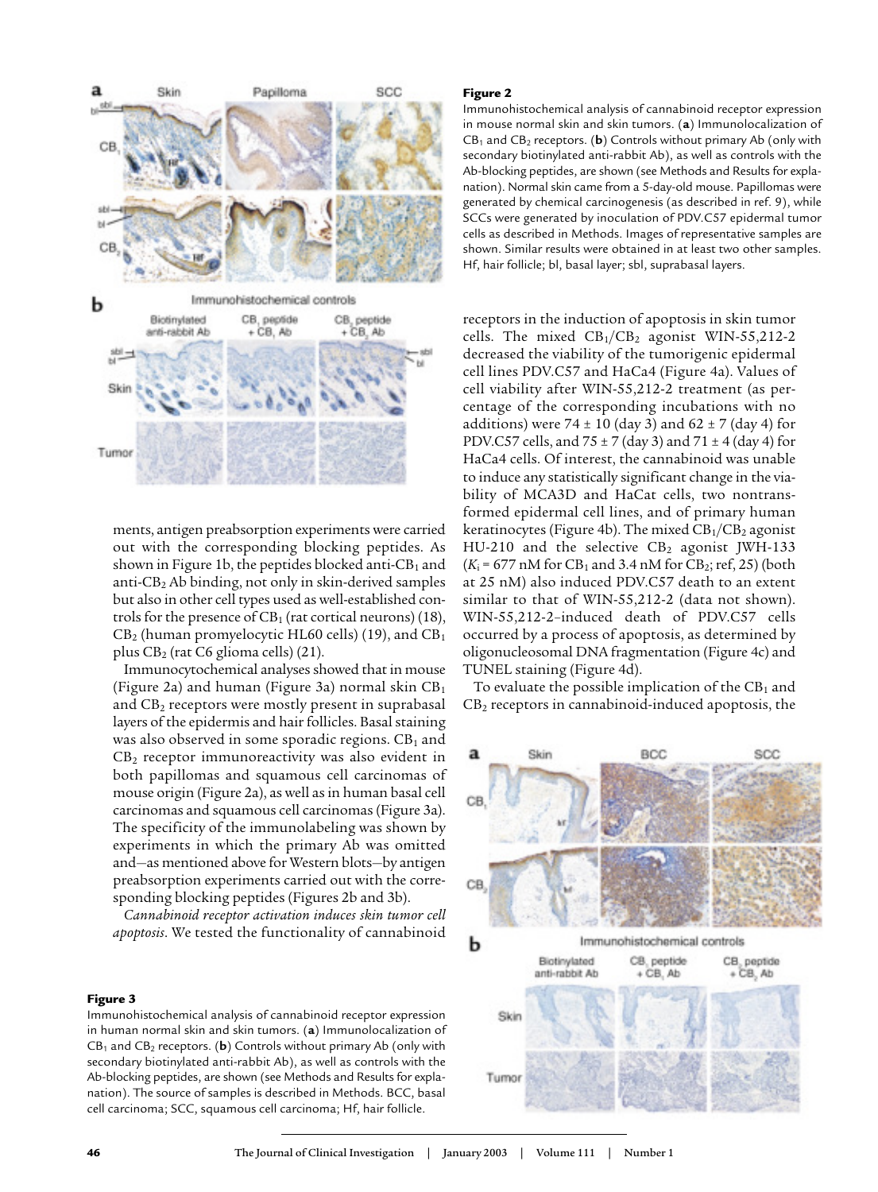**Figure 2**

Immunohistochemical analysis of cannabinoid receptor expression in mouse normal skin and skin tumors. (**a**) Immunolocalization of $CB_1$ and $CB_2$ receptors. (**b**) Controls without primary Ab (only with secondary biotinylated anti-rabbit Ab), as well as controls with the Ab-blocking peptides, are shown (see Methods and Results for explanation). Normal skin came from a 5-day-old mouse. Papillomas were generated by chemical carcinogenesis (as described in ref. 9), while SCCs were generated by inoculation of PDV.C57 epidermal tumor cells as described in Methods. Images of representative samples are shown. Similar results were obtained in at least two other samples. Hf, hair follicle; bl, basal layer; sbl, suprabasal layers.

ments, antigen preabsorption experiments were carried out with the corresponding blocking peptides. As shown in Figure 1b, the peptides blocked anti-$CB_1$ and anti-$CB_2$ Ab binding, not only in skin-derived samples but also in other cell types used as well-established controls for the presence of $CB_1$ (rat cortical neurons) (18), $CB_2$ (human promyelocytic HL60 cells) (19), and $CB_1$ plus $CB_2$ (rat C6 glioma cells) (21).

Immunocytochemical analyses showed that in mouse (Figure 2a) and human (Figure 3a) normal skin $CB_1$ and $CB_2$ receptors were mostly present in suprabasal layers of the epidermis and hair follicles. Basal staining was also observed in some sporadic regions. $CB_1$ and $CB_2$ receptor immunoreactivity was also evident in both papillomas and squamous cell carcinomas of mouse origin (Figure 2a), as well as in human basal cell carcinomas and squamous cell carcinomas (Figure 3a). The specificity of the immunolabeling was shown by experiments in which the primary Ab was omitted and—as mentioned above for Western blots—by antigen preabsorption experiments carried out with the corresponding blocking peptides (Figures 2b and 3b).

*Cannabinoid receptor activation induces skin tumor cell apoptosis*. We tested the functionality of cannabinoid receptors in the induction of apoptosis in skin tumor cells. The mixed $CB_1$/$CB_2$ agonist WIN-55,212-2 decreased the viability of the tumorigenic epidermal cell lines PDV.C57 and HaCa4 (Figure 4a). Values of cell viability after WIN-55,212-2 treatment (as percentage of the corresponding incubations with no additions) were 74 ± 10 (day 3) and 62 ± 7 (day 4) for PDV.C57 cells, and 75 ± 7 (day 3) and 71 ± 4 (day 4) for HaCa4 cells. Of interest, the cannabinoid was unable to induce any statistically significant change in the viability of MCA3D and HaCat cells, two nontransformed epidermal cell lines, and of primary human keratinocytes (Figure 4b). The mixed $CB_1$/$CB_2$ agonist HU-210 and the selective $CB_2$ agonist JWH-133 ($K_i$ = 677 nM for $CB_1$ and 3.4 nM for $CB_2$; ref, 25) (both at 25 nM) also induced PDV.C57 death to an extent similar to that of WIN-55,212-2 (data not shown). WIN-55,212-2–induced death of PDV.C57 cells occurred by a process of apoptosis, as determined by oligonucleosomal DNA fragmentation (Figure 4c) and TUNEL staining (Figure 4d).

To evaluate the possible implication of the $CB_1$ and $CB_2$ receptors in cannabinoid-induced apoptosis, the

**Figure 3**

Immunohistochemical analysis of cannabinoid receptor expression in human normal skin and skin tumors. (**a**) Immunolocalization of $CB_1$ and $CB_2$ receptors. (**b**) Controls without primary Ab (only with secondary biotinylated anti-rabbit Ab), as well as controls with the Ab-blocking peptides, are shown (see Methods and Results for explanation). The source of samples is described in Methods. BCC, basal cell carcinoma; SCC, squamous cell carcinoma; Hf, hair follicle.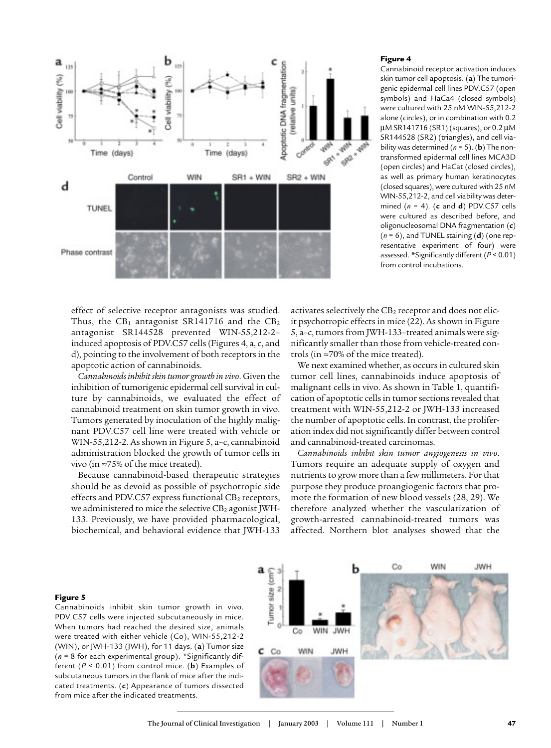**Figure 4**

Cannabinoid receptor activation induces skin tumor cell apoptosis. (**a**) The tumorigenic epidermal cell lines PDV.C57 (open symbols) and HaCa4 (closed symbols) were cultured with 25 nM WIN-55,212-2 alone (circles), or in combination with 0.2 μM SR141716 (SR1) (squares), or 0.2 μM SR144528 (SR2) (triangles), and cell viability was determined ($n = 5$). (**b**) The nontransformed epidermal cell lines MCA3D (open circles) and HaCat (closed circles), as well as primary human keratinocytes (closed squares), were cultured with 25 nM WIN-55,212-2, and cell viability was determined ($n = 4$). (**c** and **d**) PDV.C57 cells were cultured as described before, and oligonucleosomal DNA fragmentation (**c**) ($n = 6$), and TUNEL staining (**d**) (one representative experiment of four) were assessed. *Significantly different ($P < 0.01$) from control incubations.

effect of selective receptor antagonists was studied. Thus, the $CB_1$ antagonist SR141716 and the $CB_2$ antagonist SR144528 prevented WIN-55,212-2–induced apoptosis of PDV.C57 cells (Figures 4, a, c, and d), pointing to the involvement of both receptors in the apoptotic action of cannabinoids.

*Cannabinoids inhibit skin tumor growth in vivo.* Given the inhibition of tumorigenic epidermal cell survival in culture by cannabinoids, we evaluated the effect of cannabinoid treatment on skin tumor growth in vivo. Tumors generated by inoculation of the highly malignant PDV.C57 cell line were treated with vehicle or WIN-55,212-2. As shown in Figure 5, a–c, cannabinoid administration blocked the growth of tumor cells in vivo (in ≈75% of the mice treated).

Because cannabinoid-based therapeutic strategies should be as devoid as possible of psychotropic side effects and PDV.C57 express functional $CB_2$ receptors, we administered to mice the selective $CB_2$ agonist JWH-133. Previously, we have provided pharmacological, biochemical, and behavioral evidence that JWH-133 activates selectively the $CB_2$ receptor and does not elicit psychotropic effects in mice (22). As shown in Figure 5, a–c, tumors from JWH-133–treated animals were significantly smaller than those from vehicle-treated controls (in ≈70% of the mice treated).

We next examined whether, as occurs in cultured skin tumor cell lines, cannabinoids induce apoptosis of malignant cells in vivo. As shown in Table 1, quantification of apoptotic cells in tumor sections revealed that treatment with WIN-55,212-2 or JWH-133 increased the number of apoptotic cells. In contrast, the proliferation index did not significantly differ between control and cannabinoid-treated carcinomas.

*Cannabinoids inhibit skin tumor angiogenesis in vivo.* Tumors require an adequate supply of oxygen and nutrients to grow more than a few millimeters. For that purpose they produce proangiogenic factors that promote the formation of new blood vessels (28, 29). We therefore analyzed whether the vascularization of growth-arrested cannabinoid-treated tumors was affected. Northern blot analyses showed that the

**Figure 5**

Cannabinoids inhibit skin tumor growth in vivo. PDV.C57 cells were injected subcutaneously in mice. When tumors had reached the desired size, animals were treated with either vehicle (Co), WIN-55,212-2 (WIN), or JWH-133 (JWH), for 11 days. (**a**) Tumor size ($n = 8$ for each experimental group). *Significantly different ($P < 0.01$) from control mice. (**b**) Examples of subcutaneous tumors in the flank of mice after the indicated treatments. (**c**) Appearance of tumors dissected from mice after the indicated treatments.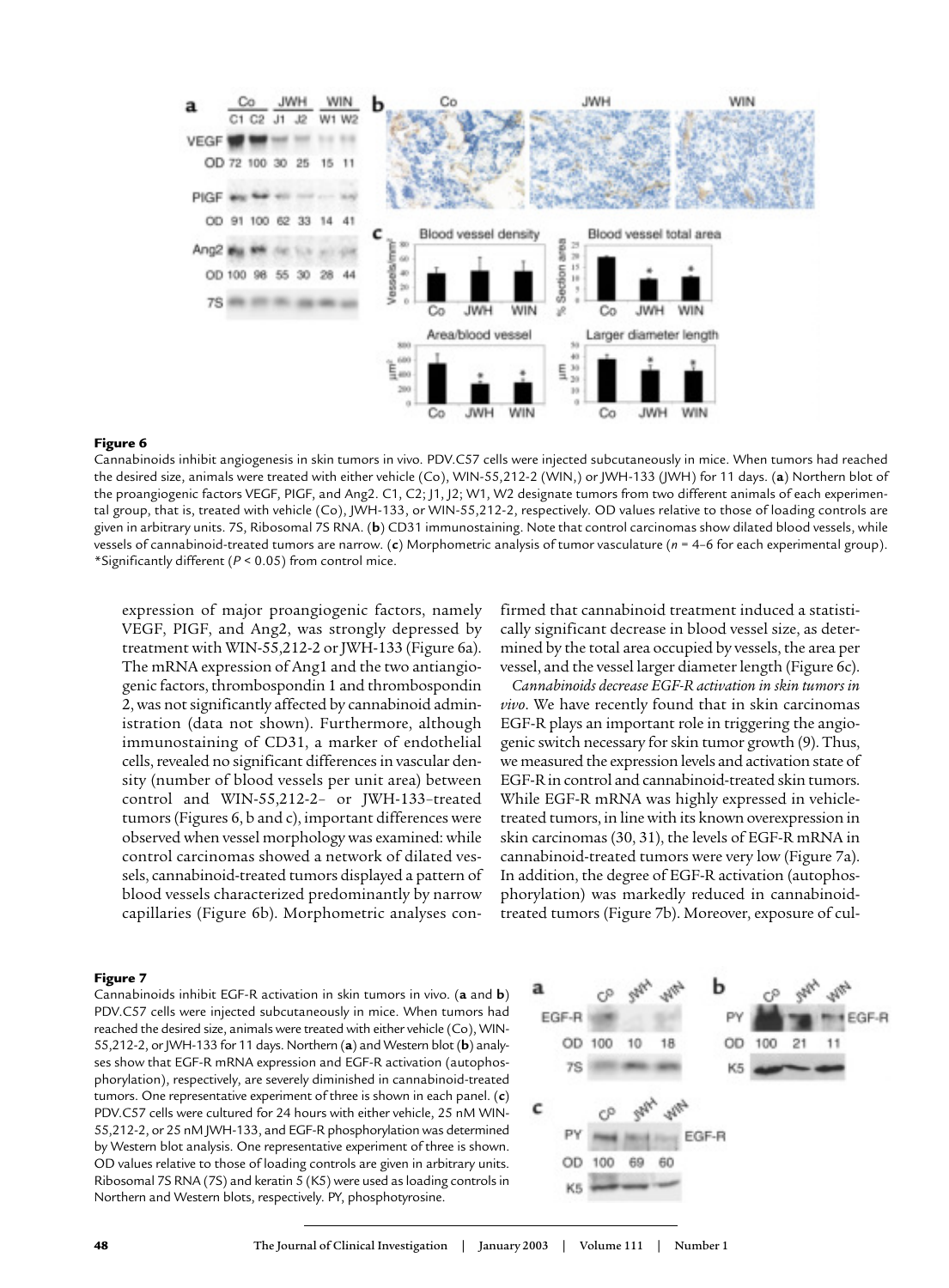**Figure 6**

Cannabinoids inhibit angiogenesis in skin tumors in vivo. PDV.C57 cells were injected subcutaneously in mice. When tumors had reached the desired size, animals were treated with either vehicle (Co), WIN-55,212-2 (WIN,) or JWH-133 (JWH) for 11 days. (**a**) Northern blot of the proangiogenic factors VEGF, PlGF, and Ang2. C1, C2; J1, J2; W1, W2 designate tumors from two different animals of each experimental group, that is, treated with vehicle (Co), JWH-133, or WIN-55,212-2, respectively. OD values relative to those of loading controls are given in arbitrary units. 7S, Ribosomal 7S RNA. (**b**) CD31 immunostaining. Note that control carcinomas show dilated blood vessels, while vessels of cannabinoid-treated tumors are narrow. (**c**) Morphometric analysis of tumor vasculature ($n$ = 4–6 for each experimental group). *Significantly different ($P < 0.05$) from control mice.

expression of major proangiogenic factors, namely VEGF, PlGF, and Ang2, was strongly depressed by treatment with WIN-55,212-2 or JWH-133 (Figure 6a). The mRNA expression of Ang1 and the two antiangiogenic factors, thrombospondin 1 and thrombospondin 2, was not significantly affected by cannabinoid administration (data not shown). Furthermore, although immunostaining of CD31, a marker of endothelial cells, revealed no significant differences in vascular density (number of blood vessels per unit area) between control and WIN-55,212-2– or JWH-133–treated tumors (Figures 6, b and c), important differences were observed when vessel morphology was examined: while control carcinomas showed a network of dilated vessels, cannabinoid-treated tumors displayed a pattern of blood vessels characterized predominantly by narrow capillaries (Figure 6b). Morphometric analyses confirmed that cannabinoid treatment induced a statistically significant decrease in blood vessel size, as determined by the total area occupied by vessels, the area per vessel, and the vessel larger diameter length (Figure 6c).

*Cannabinoids decrease EGF-R activation in skin tumors in vivo*. We have recently found that in skin carcinomas EGF-R plays an important role in triggering the angiogenic switch necessary for skin tumor growth (9). Thus, we measured the expression levels and activation state of EGF-R in control and cannabinoid-treated skin tumors. While EGF-R mRNA was highly expressed in vehicle-treated tumors, in line with its known overexpression in skin carcinomas (30, 31), the levels of EGF-R mRNA in cannabinoid-treated tumors were very low (Figure 7a). In addition, the degree of EGF-R activation (autophosphorylation) was markedly reduced in cannabinoid-treated tumors (Figure 7b). Moreover, exposure of cul-

**Figure 7**

Cannabinoids inhibit EGF-R activation in skin tumors in vivo. (**a** and **b**) PDV.C57 cells were injected subcutaneously in mice. When tumors had reached the desired size, animals were treated with either vehicle (Co), WIN-55,212-2, or JWH-133 for 11 days. Northern (**a**) and Western blot (**b**) analyses show that EGF-R mRNA expression and EGF-R activation (autophosphorylation), respectively, are severely diminished in cannabinoid-treated tumors. One representative experiment of three is shown in each panel. (**c**) PDV.C57 cells were cultured for 24 hours with either vehicle, 25 nM WIN-55,212-2, or 25 nM JWH-133, and EGF-R phosphorylation was determined by Western blot analysis. One representative experiment of three is shown. OD values relative to those of loading controls are given in arbitrary units. Ribosomal 7S RNA (7S) and keratin 5 (K5) were used as loading controls in Northern and Western blots, respectively. PY, phosphotyrosine.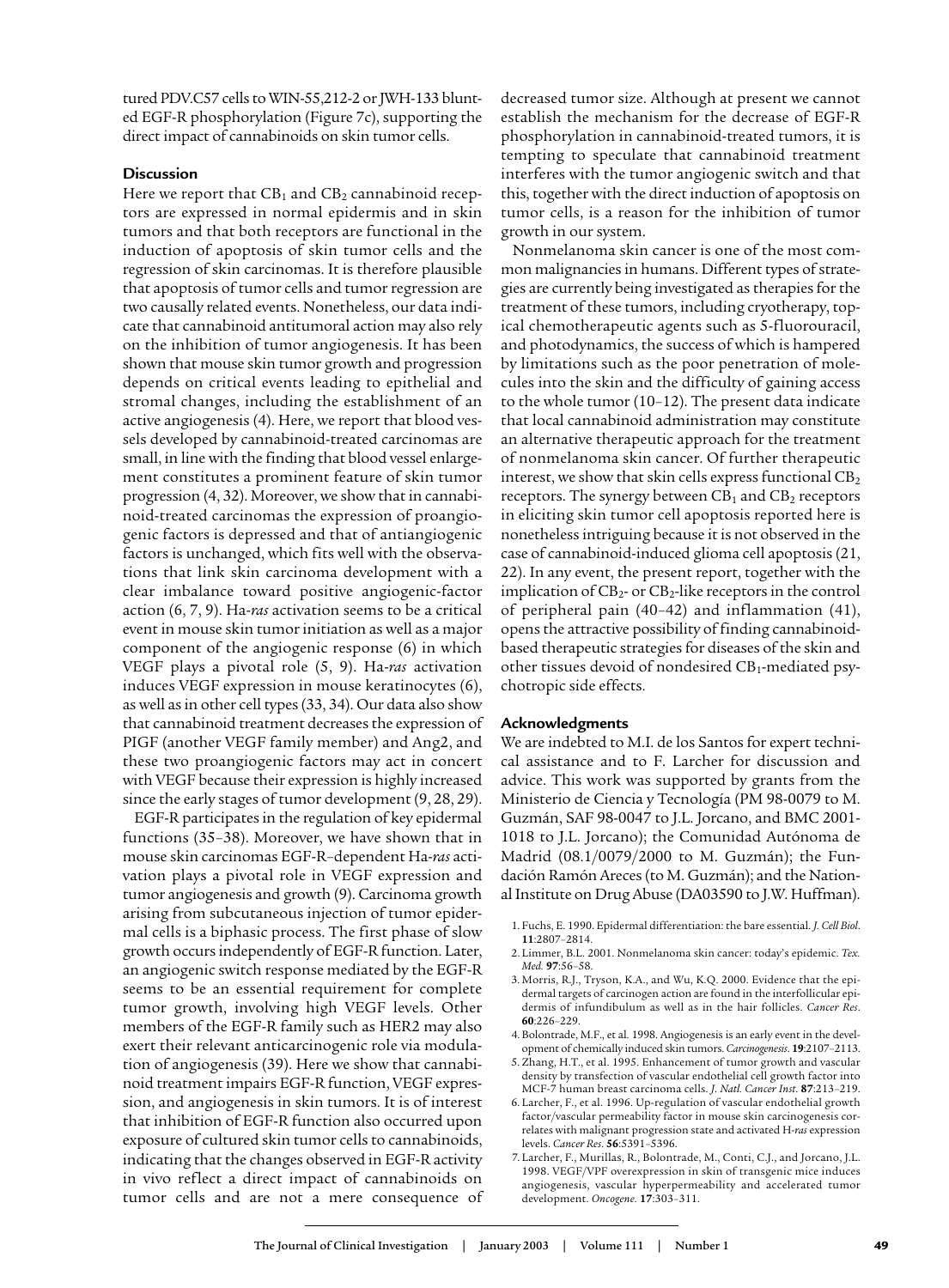tured PDV.C57 cells to WIN-55,212-2 or JWH-133 blunted EGF-R phosphorylation (Figure 7c), supporting the direct impact of cannabinoids on skin tumor cells.

## Discussion

Here we report that $CB_1$ and $CB_2$ cannabinoid receptors are expressed in normal epidermis and in skin tumors and that both receptors are functional in the induction of apoptosis of skin tumor cells and the regression of skin carcinomas. It is therefore plausible that apoptosis of tumor cells and tumor regression are two causally related events. Nonetheless, our data indicate that cannabinoid antitumoral action may also rely on the inhibition of tumor angiogenesis. It has been shown that mouse skin tumor growth and progression depends on critical events leading to epithelial and stromal changes, including the establishment of an active angiogenesis (4). Here, we report that blood vessels developed by cannabinoid-treated carcinomas are small, in line with the finding that blood vessel enlargement constitutes a prominent feature of skin tumor progression (4, 32). Moreover, we show that in cannabinoid-treated carcinomas the expression of proangiogenic factors is depressed and that of antiangiogenic factors is unchanged, which fits well with the observations that link skin carcinoma development with a clear imbalance toward positive angiogenic-factor action (6, 7, 9). Ha-*ras* activation seems to be a critical event in mouse skin tumor initiation as well as a major component of the angiogenic response (6) in which VEGF plays a pivotal role (5, 9). Ha-*ras* activation induces VEGF expression in mouse keratinocytes (6), as well as in other cell types (33, 34). Our data also show that cannabinoid treatment decreases the expression of PlGF (another VEGF family member) and Ang2, and these two proangiogenic factors may act in concert with VEGF because their expression is highly increased since the early stages of tumor development (9, 28, 29).

EGF-R participates in the regulation of key epidermal functions (35–38). Moreover, we have shown that in mouse skin carcinomas EGF-R–dependent Ha-*ras* activation plays a pivotal role in VEGF expression and tumor angiogenesis and growth (9). Carcinoma growth arising from subcutaneous injection of tumor epidermal cells is a biphasic process. The first phase of slow growth occurs independently of EGF-R function. Later, an angiogenic switch response mediated by the EGF-R seems to be an essential requirement for complete tumor growth, involving high VEGF levels. Other members of the EGF-R family such as HER2 may also exert their relevant anticarcinogenic role via modulation of angiogenesis (39). Here we show that cannabinoid treatment impairs EGF-R function, VEGF expression, and angiogenesis in skin tumors. It is of interest that inhibition of EGF-R function also occurred upon exposure of cultured skin tumor cells to cannabinoids, indicating that the changes observed in EGF-R activity in vivo reflect a direct impact of cannabinoids on tumor cells and are not a mere consequence of decreased tumor size. Although at present we cannot establish the mechanism for the decrease of EGF-R phosphorylation in cannabinoid-treated tumors, it is tempting to speculate that cannabinoid treatment interferes with the tumor angiogenic switch and that this, together with the direct induction of apoptosis on tumor cells, is a reason for the inhibition of tumor growth in our system.

Nonmelanoma skin cancer is one of the most common malignancies in humans. Different types of strategies are currently being investigated as therapies for the treatment of these tumors, including cryotherapy, topical chemotherapeutic agents such as 5-fluorouracil, and photodynamics, the success of which is hampered by limitations such as the poor penetration of molecules into the skin and the difficulty of gaining access to the whole tumor (10–12). The present data indicate that local cannabinoid administration may constitute an alternative therapeutic approach for the treatment of nonmelanoma skin cancer. Of further therapeutic interest, we show that skin cells express functional $CB_2$ receptors. The synergy between $CB_1$ and $CB_2$ receptors in eliciting skin tumor cell apoptosis reported here is nonetheless intriguing because it is not observed in the case of cannabinoid-induced glioma cell apoptosis (21, 22). In any event, the present report, together with the implication of $CB_2$- or $CB_2$-like receptors in the control of peripheral pain (40–42) and inflammation (41), opens the attractive possibility of finding cannabinoid-based therapeutic strategies for diseases of the skin and other tissues devoid of nondesired $CB_1$-mediated psychotropic side effects.

## Acknowledgments

We are indebted to M.I. de los Santos for expert technical assistance and to F. Larcher for discussion and advice. This work was supported by grants from the Ministerio de Ciencia y Tecnología (PM 98-0079 to M. Guzmán, SAF 98-0047 to J.L. Jorcano, and BMC 2001-1018 to J.L. Jorcano); the Comunidad Autónoma de Madrid (08.1/0079/2000 to M. Guzmán); the Fundación Ramón Areces (to M. Guzmán); and the National Institute on Drug Abuse (DA03590 to J.W. Huffman).

1. Fuchs, E. 1990. Epidermal differentiation: the bare essential. *J. Cell Biol*. **11**:2807–2814.
2. Limmer, B.L. 2001. Nonmelanoma skin cancer: today's epidemic. *Tex. Med*. **97**:56–58.
3. Morris, R.J., Tryson, K.A., and Wu, K.Q. 2000. Evidence that the epidermal targets of carcinogen action are found in the interfollicular epidermis of infundibulum as well as in the hair follicles. *Cancer Res*. **60**:226–229.
4. Bolontrade, M.F., et al. 1998. Angiogenesis is an early event in the development of chemically induced skin tumors. *Carcinogenesis*. **19**:2107–2113.
5. Zhang, H.T., et al. 1995. Enhancement of tumor growth and vascular density by transfection of vascular endothelial cell growth factor into MCF-7 human breast carcinoma cells. *J. Natl. Cancer Inst*. **87**:213–219.
6. Larcher, F., et al. 1996. Up-regulation of vascular endothelial growth factor/vascular permeability factor in mouse skin carcinogenesis correlates with malignant progression state and activated H-*ras* expression levels. *Cancer Res*. **56**:5391–5396.
7. Larcher, F., Murillas, R., Bolontrade, M., Conti, C.J., and Jorcano, J.L. 1998. VEGF/VPF overexpression in skin of transgenic mice induces angiogenesis, vascular hyperpermeability and accelerated tumor development. *Oncogene*. **17**:303–311.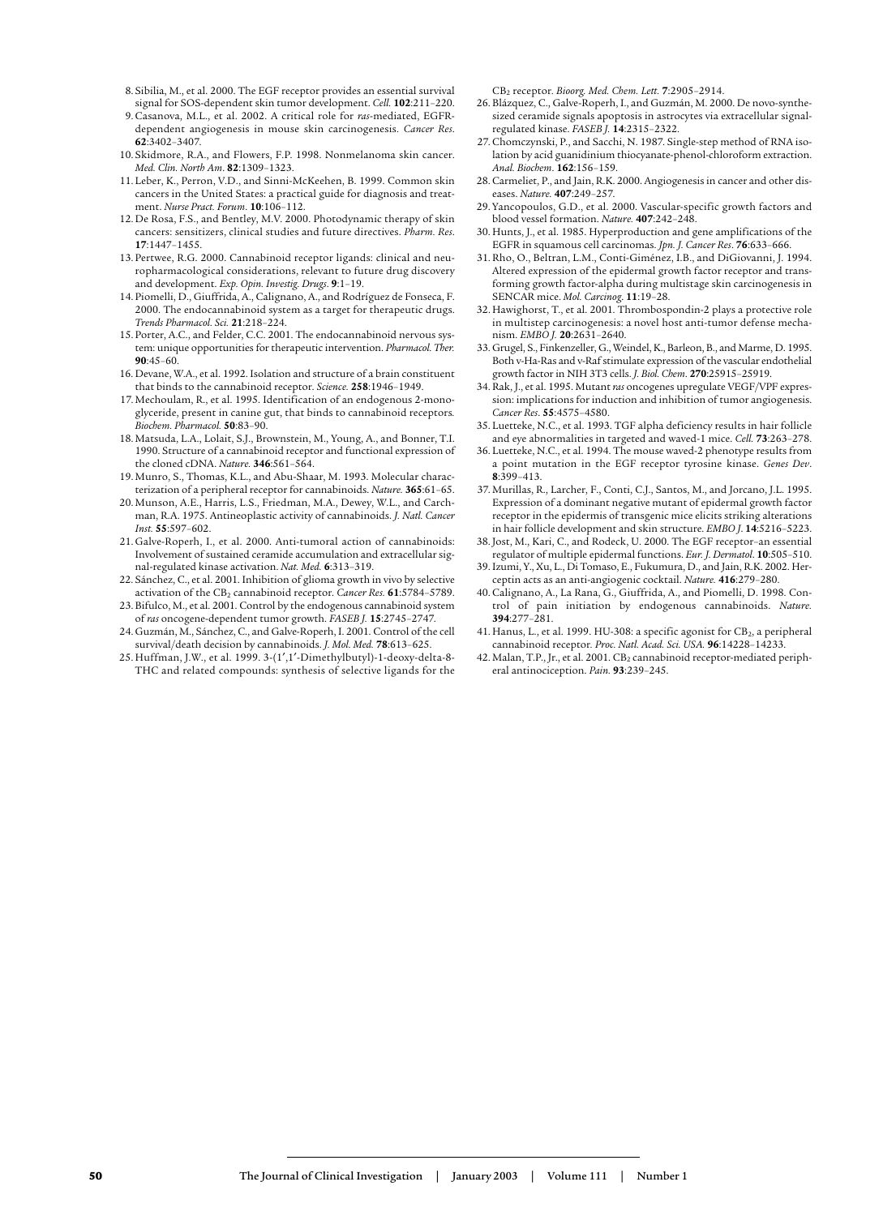8. Sibilia, M., et al. 2000. The EGF receptor provides an essential survival signal for SOS-dependent skin tumor development. *Cell.* **102**:211–220.
9. Casanova, M.L., et al. 2002. A critical role for *ras*-mediated, EGFR-dependent angiogenesis in mouse skin carcinogenesis. *Cancer Res.* **62**:3402–3407.
10. Skidmore, R.A., and Flowers, F.P. 1998. Nonmelanoma skin cancer. *Med. Clin. North Am.* **82**:1309–1323.
11. Leber, K., Perron, V.D., and Sinni-McKeehen, B. 1999. Common skin cancers in the United States: a practical guide for diagnosis and treatment. *Nurse Pract. Forum.* **10**:106–112.
12. De Rosa, F.S., and Bentley, M.V. 2000. Photodynamic therapy of skin cancers: sensitizers, clinical studies and future directives. *Pharm. Res.* **17**:1447–1455.
13. Pertwee, R.G. 2000. Cannabinoid receptor ligands: clinical and neuropharmacological considerations, relevant to future drug discovery and development. *Exp. Opin. Investig. Drugs.* **9**:1–19.
14. Piomelli, D., Giuffrida, A., Calignano, A., and Rodríguez de Fonseca, F. 2000. The endocannabinoid system as a target for therapeutic drugs. *Trends Pharmacol. Sci.* **21**:218–224.
15. Porter, A.C., and Felder, C.C. 2001. The endocannabinoid nervous system: unique opportunities for therapeutic intervention. *Pharmacol. Ther.* **90**:45–60.
16. Devane, W.A., et al. 1992. Isolation and structure of a brain constituent that binds to the cannabinoid receptor. *Science.* **258**:1946–1949.
17. Mechoulam, R., et al. 1995. Identification of an endogenous 2-monoglyceride, present in canine gut, that binds to cannabinoid receptors. *Biochem. Pharmacol.* **50**:83–90.
18. Matsuda, L.A., Lolait, S.J., Brownstein, M., Young, A., and Bonner, T.I. 1990. Structure of a cannabinoid receptor and functional expression of the cloned cDNA. *Nature.* **346**:561–564.
19. Munro, S., Thomas, K.L., and Abu-Shaar, M. 1993. Molecular characterization of a peripheral receptor for cannabinoids. *Nature.* **365**:61–65.
20. Munson, A.E., Harris, L.S., Friedman, M.A., Dewey, W.L., and Carchman, R.A. 1975. Antineoplastic activity of cannabinoids. *J. Natl. Cancer Inst.* **55**:597–602.
21. Galve-Roperh, I., et al. 2000. Anti-tumoral action of cannabinoids: Involvement of sustained ceramide accumulation and extracellular signal-regulated kinase activation. *Nat. Med.* **6**:313–319.
22. Sánchez, C., et al. 2001. Inhibition of glioma growth in vivo by selective activation of the $CB_2$ cannabinoid receptor. *Cancer Res.* **61**:5784–5789.
23. Bifulco, M., et al. 2001. Control by the endogenous cannabinoid system of *ras* oncogene-dependent tumor growth. *FASEB J.* **15**:2745–2747.
24. Guzmán, M., Sánchez, C., and Galve-Roperh, I. 2001. Control of the cell survival/death decision by cannabinoids. *J. Mol. Med.* **78**:613–625.
25. Huffman, J.W., et al. 1999. 3-(1′,1′-Dimethylbutyl)-1-deoxy-delta-8-THC and related compounds: synthesis of selective ligands for the $CB_2$ receptor. *Bioorg. Med. Chem. Lett.* **7**:2905–2914.
26. Blázquez, C., Galve-Roperh, I., and Guzmán, M. 2000. De novo-synthesized ceramide signals apoptosis in astrocytes via extracellular signal-regulated kinase. *FASEB J.* **14**:2315–2322.
27. Chomczynski, P., and Sacchi, N. 1987. Single-step method of RNA isolation by acid guanidinium thiocyanate-phenol-chloroform extraction. *Anal. Biochem.* **162**:156–159.
28. Carmeliet, P., and Jain, R.K. 2000. Angiogenesis in cancer and other diseases. *Nature.* **407**:249–257.
29. Yancopoulos, G.D., et al. 2000. Vascular-specific growth factors and blood vessel formation. *Nature.* **407**:242–248.
30. Hunts, J., et al. 1985. Hyperproduction and gene amplifications of the EGFR in squamous cell carcinomas. *Jpn. J. Cancer Res.* **76**:633–666.
31. Rho, O., Beltran, L.M., Conti-Giménez, I.B., and DiGiovanni, J. 1994. Altered expression of the epidermal growth factor receptor and transforming growth factor-alpha during multistage skin carcinogenesis in SENCAR mice. *Mol. Carcinog.* **11**:19–28.
32. Hawighorst, T., et al. 2001. Thrombospondin-2 plays a protective role in multistep carcinogenesis: a novel host anti-tumor defense mechanism. *EMBO J.* **20**:2631–2640.
33. Grugel, S., Finkenzeller, G., Weindel, K., Barleon, B., and Marme, D. 1995. Both v-Ha-Ras and v-Raf stimulate expression of the vascular endothelial growth factor in NIH 3T3 cells. *J. Biol. Chem.* **270**:25915–25919.
34. Rak, J., et al. 1995. Mutant *ras* oncogenes upregulate VEGF/VPF expression: implications for induction and inhibition of tumor angiogenesis. *Cancer Res.* **55**:4575–4580.
35. Luetteke, N.C., et al. 1993. TGF alpha deficiency results in hair follicle and eye abnormalities in targeted and waved-1 mice. *Cell.* **73**:263–278.
36. Luetteke, N.C., et al. 1994. The mouse waved-2 phenotype results from a point mutation in the EGF receptor tyrosine kinase. *Genes Dev.* **8**:399–413.
37. Murillas, R., Larcher, F., Conti, C.J., Santos, M., and Jorcano, J.L. 1995. Expression of a dominant negative mutant of epidermal growth factor receptor in the epidermis of transgenic mice elicits striking alterations in hair follicle development and skin structure. *EMBO J.* **14**:5216–5223.
38. Jost, M., Kari, C., and Rodeck, U. 2000. The EGF receptor–an essential regulator of multiple epidermal functions. *Eur. J. Dermatol.* **10**:505–510.
39. Izumi, Y., Xu, L., Di Tomaso, E., Fukumura, D., and Jain, R.K. 2002. Herceptin acts as an anti-angiogenic cocktail. *Nature.* **416**:279–280.
40. Calignano, A., La Rana, G., Giuffrida, A., and Piomelli, D. 1998. Control of pain initiation by endogenous cannabinoids. *Nature.* **394**:277–281.
41. Hanus, L., et al. 1999. HU-308: a specific agonist for $CB_2$, a peripheral cannabinoid receptor. *Proc. Natl. Acad. Sci. USA.* **96**:14228–14233.
42. Malan, T.P., Jr., et al. 2001. $CB_2$ cannabinoid receptor-mediated peripheral antinociception. *Pain.* **93**:239–245.